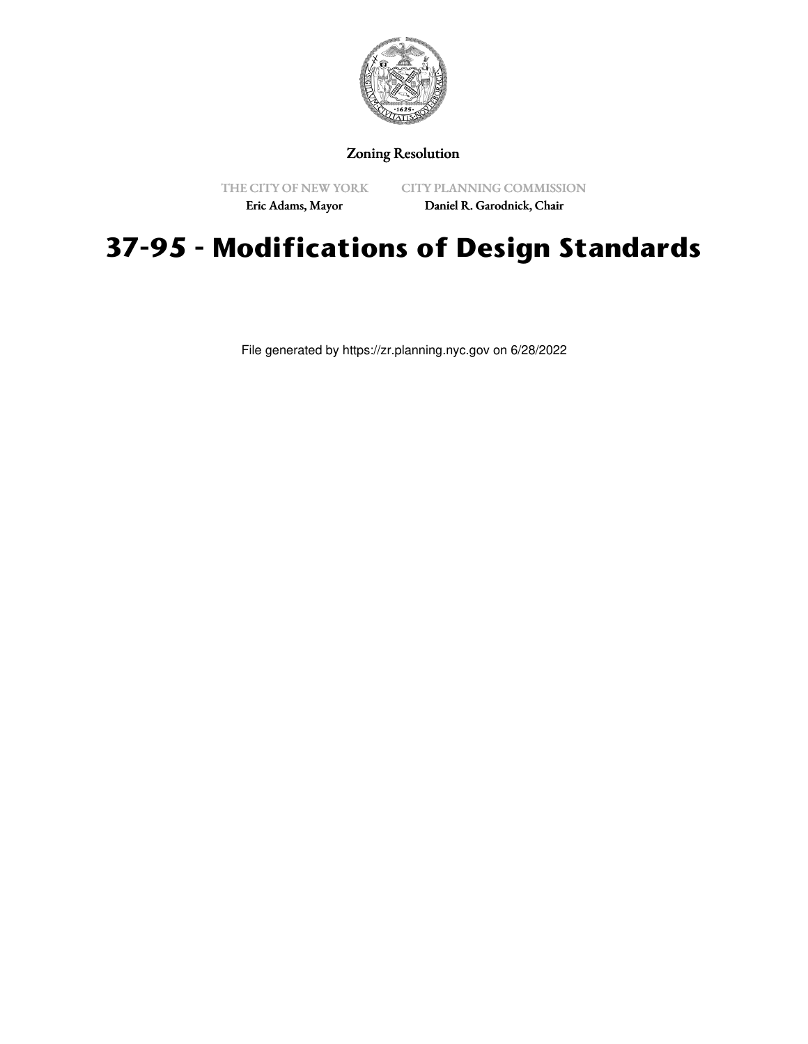Zoning Resolution

THE CITY OF NEW YORK
Eric Adams, Mayor

CITY PLANNING COMMISSION
Daniel R. Garodnick, Chair

# 37-95 - Modifications of Design Standards

File generated by https://zr.planning.nyc.gov on 6/28/2022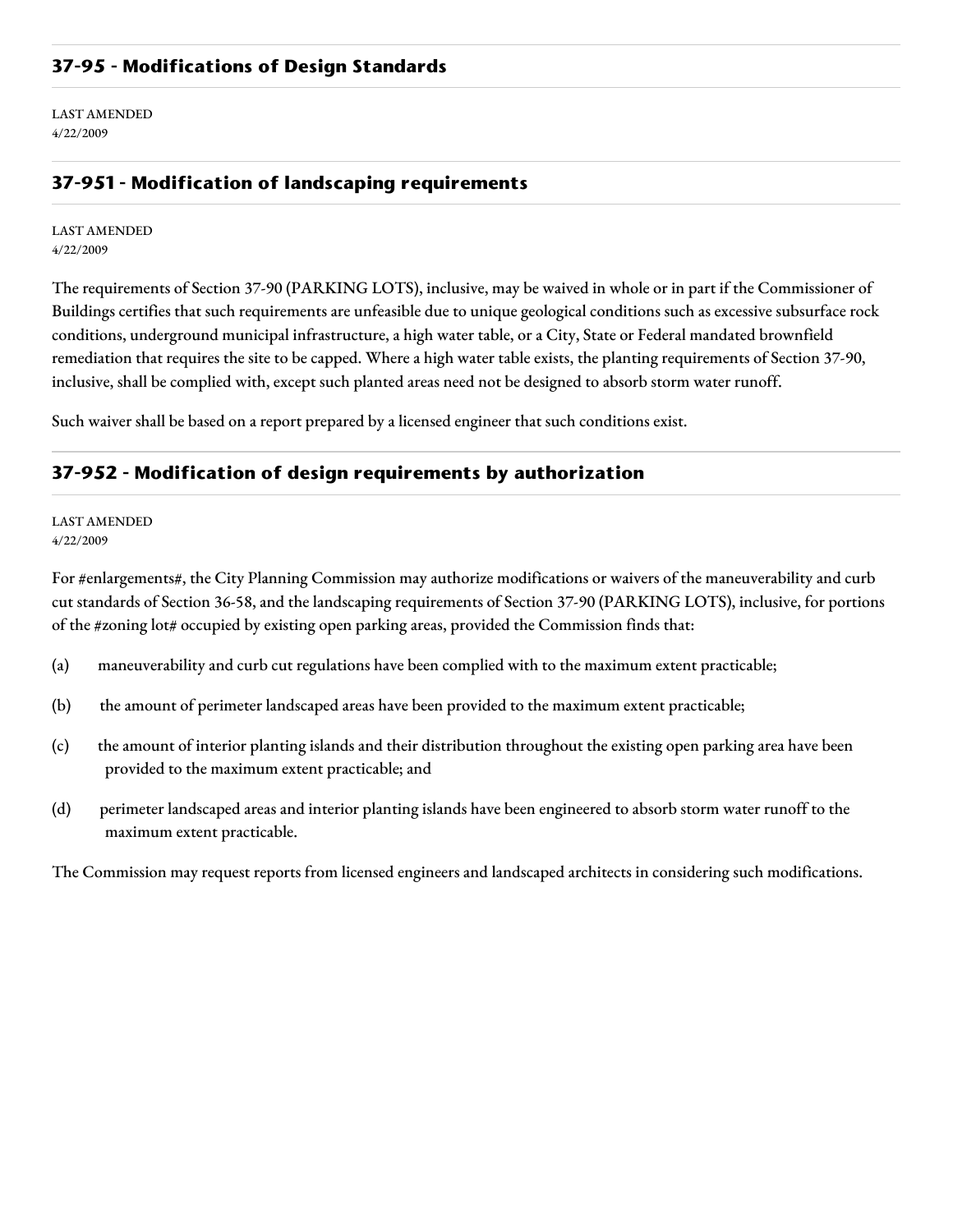## 37-95 - Modifications of Design Standards

LAST AMENDED
4/22/2009

## 37-951 - Modification of landscaping requirements

LAST AMENDED
4/22/2009

The requirements of Section 37-90 (PARKING LOTS), inclusive, may be waived in whole or in part if the Commissioner of Buildings certifies that such requirements are unfeasible due to unique geological conditions such as excessive subsurface rock conditions, underground municipal infrastructure, a high water table, or a City, State or Federal mandated brownfield remediation that requires the site to be capped. Where a high water table exists, the planting requirements of Section 37-90, inclusive, shall be complied with, except such planted areas need not be designed to absorb storm water runoff.

Such waiver shall be based on a report prepared by a licensed engineer that such conditions exist.

## 37-952 - Modification of design requirements by authorization

LAST AMENDED
4/22/2009

For #enlargements#, the City Planning Commission may authorize modifications or waivers of the maneuverability and curb cut standards of Section 36-58, and the landscaping requirements of Section 37-90 (PARKING LOTS), inclusive, for portions of the #zoning lot# occupied by existing open parking areas, provided the Commission finds that:

(a) maneuverability and curb cut regulations have been complied with to the maximum extent practicable;

(b) the amount of perimeter landscaped areas have been provided to the maximum extent practicable;

(c) the amount of interior planting islands and their distribution throughout the existing open parking area have been provided to the maximum extent practicable; and

(d) perimeter landscaped areas and interior planting islands have been engineered to absorb storm water runoff to the maximum extent practicable.

The Commission may request reports from licensed engineers and landscaped architects in considering such modifications.